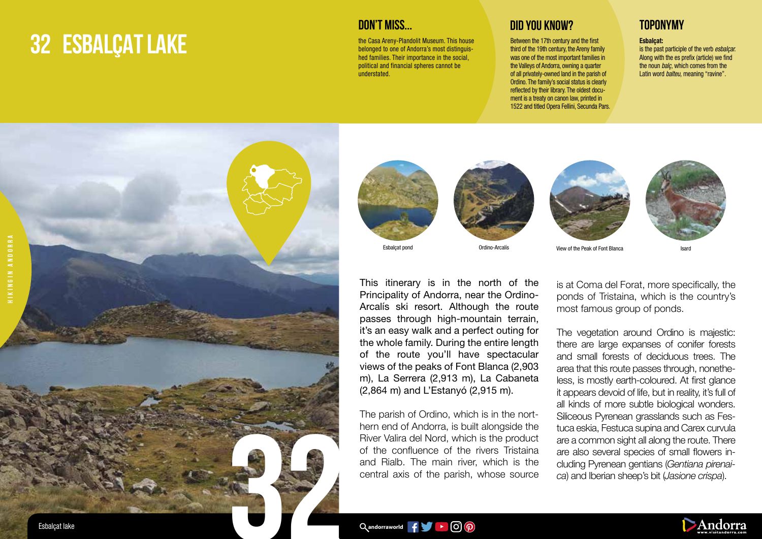# 32 ESBALÇAT LAKE

## DON'T MISS...

the Casa Areny-Plandolit Museum. This house belonged to one of Andorra's most distinguished families. Their importance in the social, political and financial spheres cannot be understated.

## DID YOU KNOW?

Between the 17th century and the first third of the 19th century, the Areny family was one of the most important families in the Valleys of Andorra, owning a quarter of all privately-owned land in the parish of Ordino. The family's social status is clearly reflected by their library. The oldest document is a treaty on canon law, printed in 1522 and titled Opera Fellini, Secunda Pars.

## TOPONYMY

**Esbalçat:**
is the past participle of the verb *esbalçar.* Along with the es prefix (article) we find the noun *balç*, which comes from the Latin word *balteu,* meaning "ravine".

Esbalçat pond

Ordino-Arcalís

View of the Peak of Font Blanca

Isard

This itinerary is in the north of the Principality of Andorra, near the Ordino-Arcalís ski resort. Although the route passes through high-mountain terrain, it's an easy walk and a perfect outing for the whole family. During the entire length of the route you'll have spectacular views of the peaks of Font Blanca (2,903 m), La Serrera (2,913 m), La Cabaneta (2,864 m) and L'Estanyó (2,915 m).

The parish of Ordino, which is in the northern end of Andorra, is built alongside the River Valira del Nord, which is the product of the confluence of the rivers Tristaina and Rialb. The main river, which is the central axis of the parish, whose source is at Coma del Forat, more specifically, the ponds of Tristaina, which is the country's most famous group of ponds.

The vegetation around Ordino is majestic: there are large expanses of conifer forests and small forests of deciduous trees. The area that this route passes through, nonetheless, is mostly earth-coloured. At first glance it appears devoid of life, but in reality, it's full of all kinds of more subtle biological wonders. Siliceous Pyrenean grasslands such as Festuca eskia, Festuca supina and Carex curvula are a common sight all along the route. There are also several species of small flowers including Pyrenean gentians (*Gentiana pirenaica*) and Iberian sheep's bit (*Jasione crispa*).

Esbalçat lake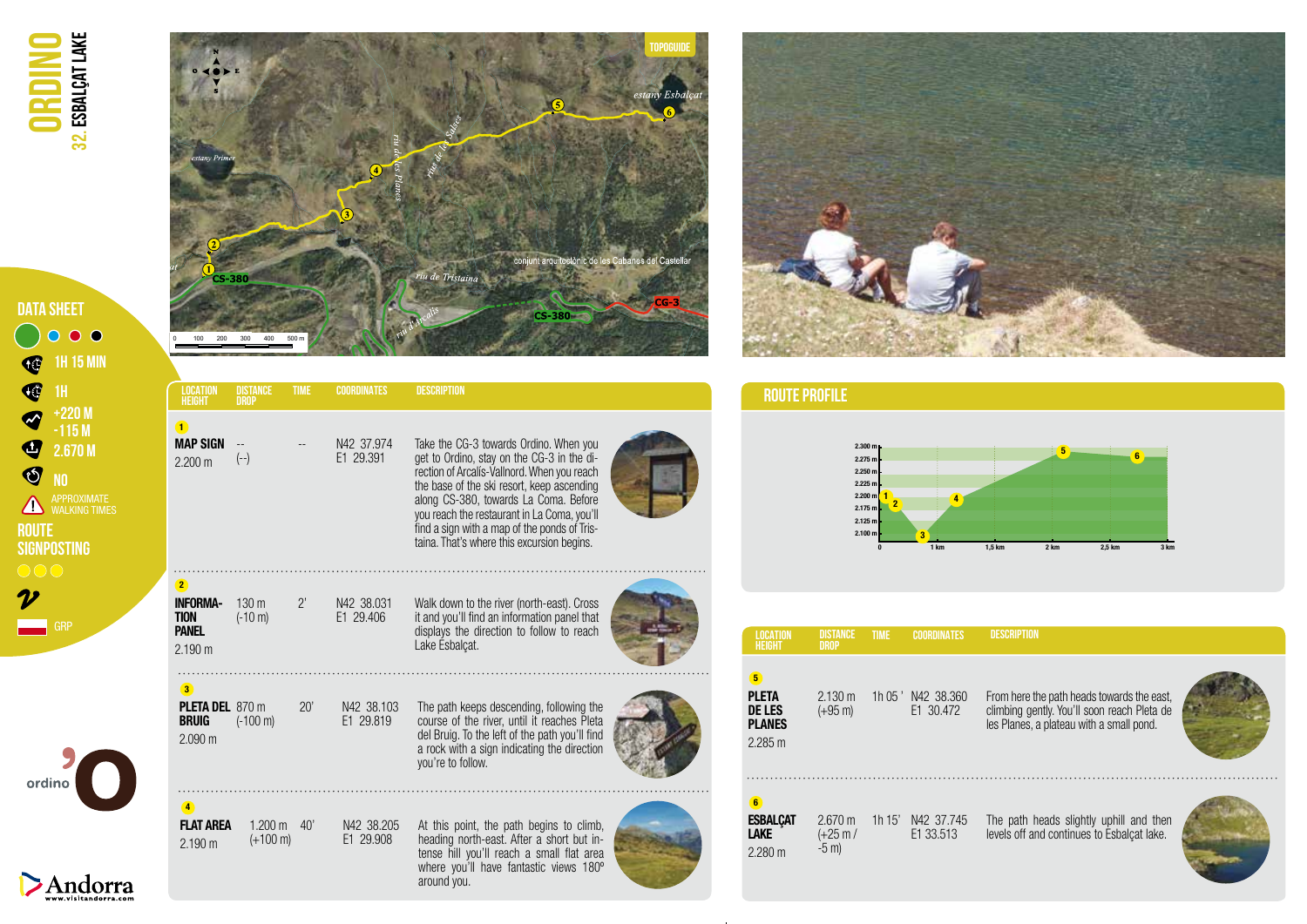# ORDINO

## 32. ESBALÇAT LAKE

TOPOGUIDE

estany Esbalçat

estany Primer

riu de les Planes

riu de la Salsca

riu de Tristaina

riu d'Arcalís

conjunt arquitectònic de les Cabanes del Castellar

CS-380

CG-3

0 100 200 300 400 500 m

## DATA SHEET

1H 15 MIN

1H

+220 M
-115 M

2.670 M

NO

APPROXIMATE WALKING TIMES

## ROUTE SIGNPOSTING

GRP

| LOCATION HEIGHT | DISTANCE DROP | TIME | COORDINATES | DESCRIPTION |
|---|---|---|---|---|
| 1 **MAP SIGN** 2.200 m | -- (--) | -- | N42 37.974 E1 29.391 | Take the CG-3 towards Ordino. When you get to Ordino, stay on the CG-3 in the direction of Arcalís-Vallnord. When you reach the base of the ski resort, keep ascending along CS-380, towards La Coma. Before you reach the restaurant in La Coma, you'll find a sign with a map of the ponds of Tristaina. That's where this excursion begins. |
| 2 **INFORMATION PANEL** 2.190 m | 130 m (-10 m) | 2' | N42 38.031 E1 29.406 | Walk down to the river (north-east). Cross it and you'll find an information panel that displays the direction to follow to reach Lake Esbalçat. |
| 3 **PLETA DEL BRUIG** 2.090 m | 870 m (-100 m) | 20' | N42 38.103 E1 29.819 | The path keeps descending, following the course of the river, until it reaches Pleta del Bruig. To the left of the path you'll find a rock with a sign indicating the direction you're to follow. |
| 4 **FLAT AREA** 2.190 m | 1.200 m (+100 m) | 40' | N42 38.205 E1 29.908 | At this point, the path begins to climb, heading north-east. After a short but intense hill you'll reach a small flat area where you'll have fantastic views 180º around you. |
| 5 **PLETA DE LES PLANES** 2.285 m | 2.130 m (+95 m) | 1h 05 ' | N42 38.360 E1 30.472 | From here the path heads towards the east, climbing gently. You'll soon reach Pleta de les Planes, a plateau with a small pond. |
| 6 **ESBALÇAT LAKE** 2.280 m | 2.670 m (+25 m / -5 m) | 1h 15' | N42 37.745 E1 33.513 | The path heads slightly uphill and then levels off and continues to Esbalçat lake. |

## ROUTE PROFILE

2.300 m
2.275 m
2.250 m
2.225 m
2.200 m
2.175 m
2.150 m
2.125 m
2.100 m

0 1 km 1,5 km 2 km 2,5 km 3 km

ordino

Andorra
www.visitandorra.com